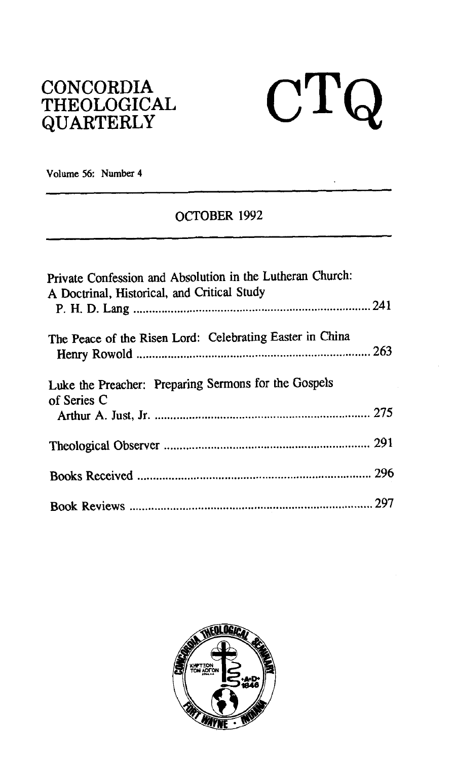# CONCORDIA THEOLOGICAL QUARTERLY

# CTQ

Volume 56: Number 4

OCTOBER 1992

Private Confession and Absolution in the Lutheran Church: A Doctrinal, Historical, and Critical Study
P. H. D. Lang ........................................ 241

The Peace of the Risen Lord: Celebrating Easter in China
Henry Rowold ........................................ 263

Luke the Preacher: Preparing Sermons for the Gospels of Series C
Arthur A. Just, Jr. ........................................ 275

Theological Observer ........................................ 291

Books Received ........................................ 296

Book Reviews ........................................ 297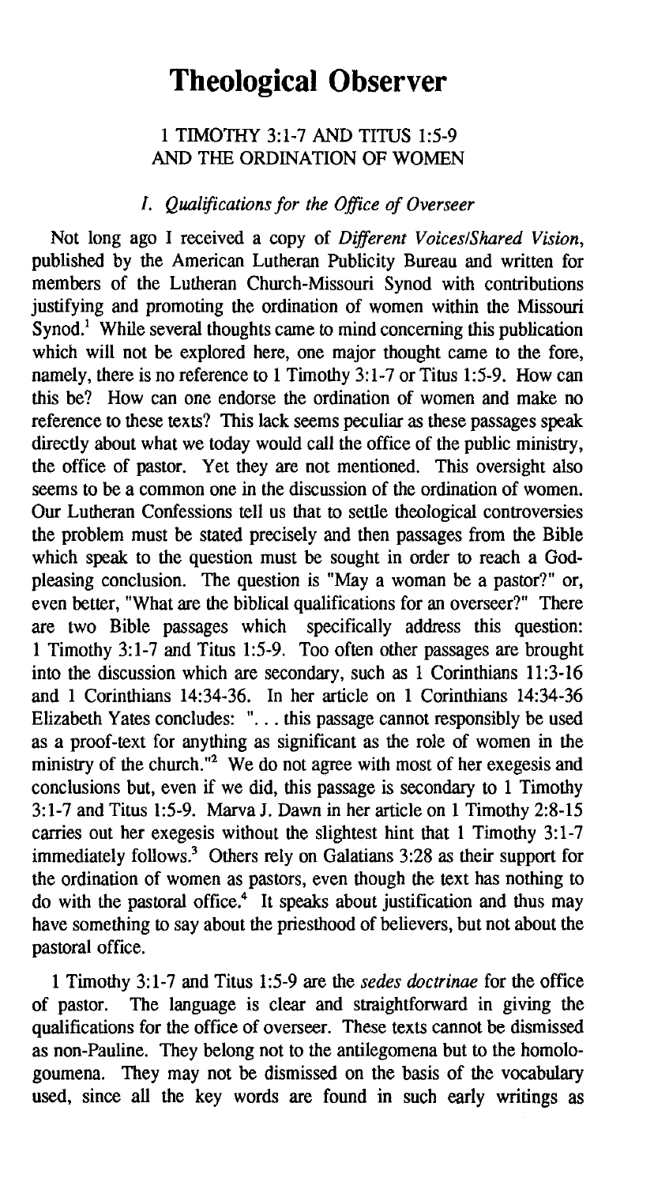# Theological Observer

## 1 TIMOTHY 3:1-7 AND TITUS 1:5-9 AND THE ORDINATION OF WOMEN

### *I. Qualifications for the Office of Overseer*

Not long ago I received a copy of *Different Voices/Shared Vision*, published by the American Lutheran Publicity Bureau and written for members of the Lutheran Church-Missouri Synod with contributions justifying and promoting the ordination of women within the Missouri Synod.[1] While several thoughts came to mind concerning this publication which will not be explored here, one major thought came to the fore, namely, there is no reference to 1 Timothy 3:1-7 or Titus 1:5-9. How can this be? How can one endorse the ordination of women and make no reference to these texts? This lack seems peculiar as these passages speak directly about what we today would call the office of the public ministry, the office of pastor. Yet they are not mentioned. This oversight also seems to be a common one in the discussion of the ordination of women. Our Lutheran Confessions tell us that to settle theological controversies the problem must be stated precisely and then passages from the Bible which speak to the question must be sought in order to reach a God-pleasing conclusion. The question is "May a woman be a pastor?" or, even better, "What are the biblical qualifications for an overseer?" There are two Bible passages which specifically address this question: 1 Timothy 3:1-7 and Titus 1:5-9. Too often other passages are brought into the discussion which are secondary, such as 1 Corinthians 11:3-16 and 1 Corinthians 14:34-36. In her article on 1 Corinthians 14:34-36 Elizabeth Yates concludes: ". . . this passage cannot responsibly be used as a proof-text for anything as significant as the role of women in the ministry of the church."[2] We do not agree with most of her exegesis and conclusions but, even if we did, this passage is secondary to 1 Timothy 3:1-7 and Titus 1:5-9. Marva J. Dawn in her article on 1 Timothy 2:8-15 carries out her exegesis without the slightest hint that 1 Timothy 3:1-7 immediately follows.[3] Others rely on Galatians 3:28 as their support for the ordination of women as pastors, even though the text has nothing to do with the pastoral office.[4] It speaks about justification and thus may have something to say about the priesthood of believers, but not about the pastoral office.

1 Timothy 3:1-7 and Titus 1:5-9 are the *sedes doctrinae* for the office of pastor. The language is clear and straightforward in giving the qualifications for the office of overseer. These texts cannot be dismissed as non-Pauline. They belong not to the antilegomena but to the homologoumena. They may not be dismissed on the basis of the vocabulary used, since all the key words are found in such early writings as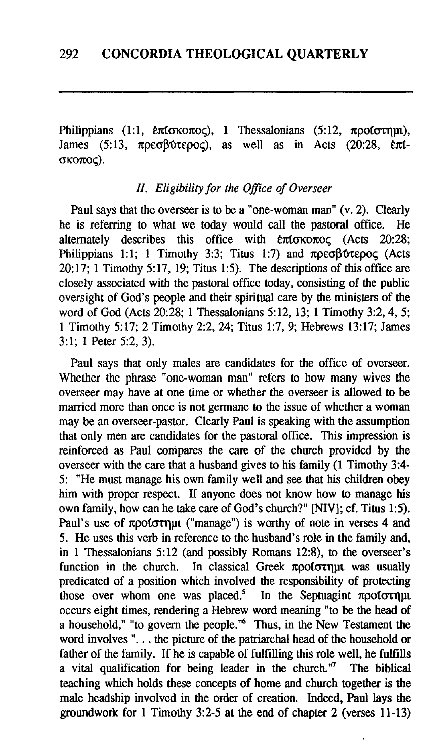Philippians (1:1, ἐπίσκοπος), 1 Thessalonians (5:12, προΐστημι), James (5:13, πρεσβύτερος), as well as in Acts (20:28, ἐπίσκοπος).

### *II. Eligibility for the Office of Overseer*

Paul says that the overseer is to be a "one-woman man" (v. 2). Clearly he is referring to what we today would call the pastoral office. He alternately describes this office with ἐπίσκοπος (Acts 20:28; Philippians 1:1; 1 Timothy 3:3; Titus 1:7) and πρεσβύτερος (Acts 20:17; 1 Timothy 5:17, 19; Titus 1:5). The descriptions of this office are closely associated with the pastoral office today, consisting of the public oversight of God's people and their spiritual care by the ministers of the word of God (Acts 20:28; 1 Thessalonians 5:12, 13; 1 Timothy 3:2, 4, 5; 1 Timothy 5:17; 2 Timothy 2:2, 24; Titus 1:7, 9; Hebrews 13:17; James 3:1; 1 Peter 5:2, 3).

Paul says that only males are candidates for the office of overseer. Whether the phrase "one-woman man" refers to how many wives the overseer may have at one time or whether the overseer is allowed to be married more than once is not germane to the issue of whether a woman may be an overseer-pastor. Clearly Paul is speaking with the assumption that only men are candidates for the pastoral office. This impression is reinforced as Paul compares the care of the church provided by the overseer with the care that a husband gives to his family (1 Timothy 3:4-5: "He must manage his own family well and see that his children obey him with proper respect. If anyone does not know how to manage his own family, how can he take care of God's church?" [NIV]; cf. Titus 1:5). Paul's use of προΐστημι ("manage") is worthy of note in verses 4 and 5. He uses this verb in reference to the husband's role in the family and, in 1 Thessalonians 5:12 (and possibly Romans 12:8), to the overseer's function in the church. In classical Greek προΐστημι was usually predicated of a position which involved the responsibility of protecting those over whom one was placed.[5] In the Septuagint προΐστημι occurs eight times, rendering a Hebrew word meaning "to be the head of a household," "to govern the people."[6] Thus, in the New Testament the word involves ". . . the picture of the patriarchal head of the household or father of the family. If he is capable of fulfilling this role well, he fulfills a vital qualification for being leader in the church."[7] The biblical teaching which holds these concepts of home and church together is the male headship involved in the order of creation. Indeed, Paul lays the groundwork for 1 Timothy 3:2-5 at the end of chapter 2 (verses 11-13)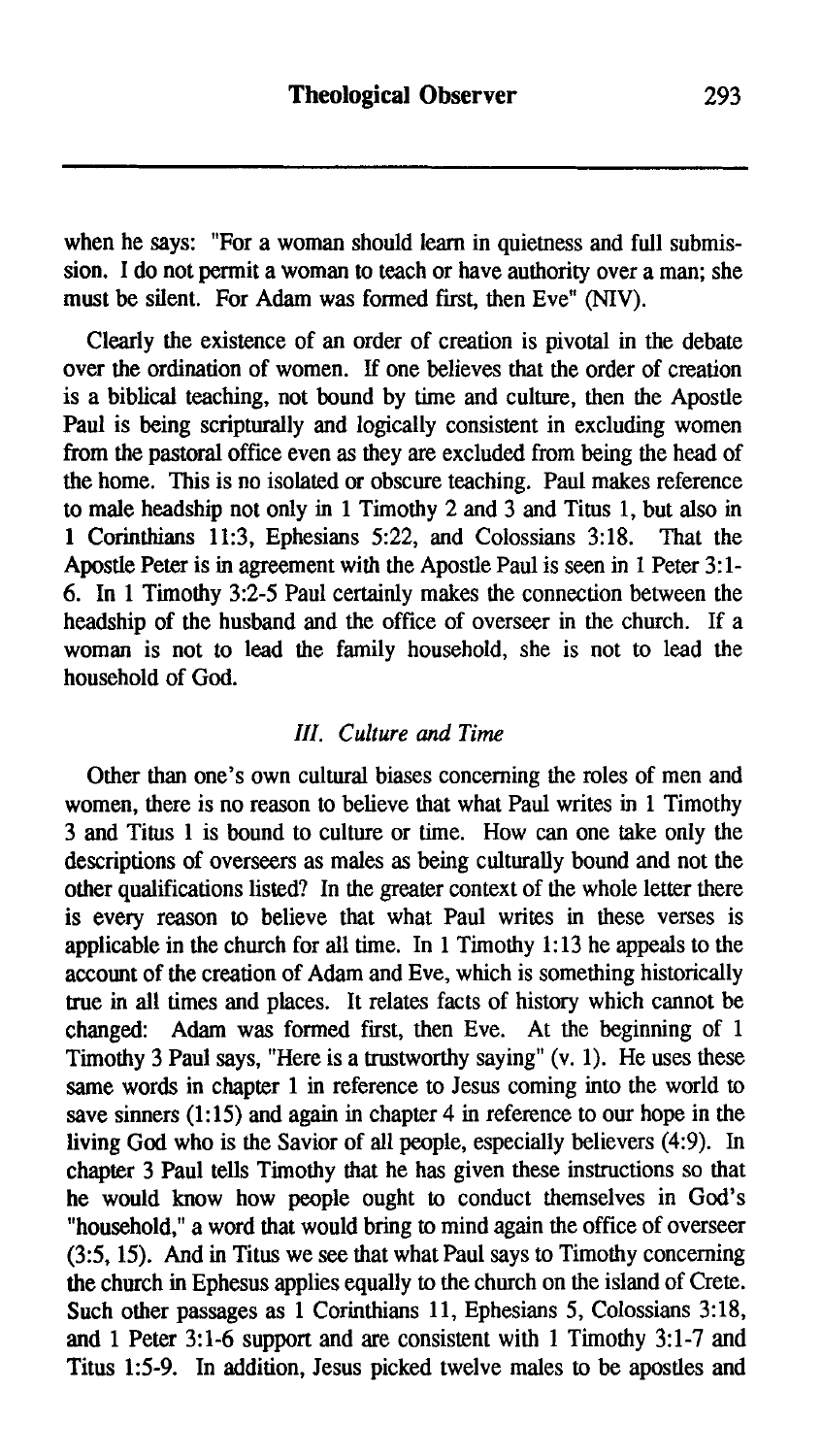when he says: "For a woman should learn in quietness and full submission. I do not permit a woman to teach or have authority over a man; she must be silent. For Adam was formed first, then Eve" (NIV).

Clearly the existence of an order of creation is pivotal in the debate over the ordination of women. If one believes that the order of creation is a biblical teaching, not bound by time and culture, then the Apostle Paul is being scripturally and logically consistent in excluding women from the pastoral office even as they are excluded from being the head of the home. This is no isolated or obscure teaching. Paul makes reference to male headship not only in 1 Timothy 2 and 3 and Titus 1, but also in 1 Corinthians 11:3, Ephesians 5:22, and Colossians 3:18. That the Apostle Peter is in agreement with the Apostle Paul is seen in 1 Peter 3:1-6. In 1 Timothy 3:2-5 Paul certainly makes the connection between the headship of the husband and the office of overseer in the church. If a woman is not to lead the family household, she is not to lead the household of God.

### *III. Culture and Time*

Other than one's own cultural biases concerning the roles of men and women, there is no reason to believe that what Paul writes in 1 Timothy 3 and Titus 1 is bound to culture or time. How can one take only the descriptions of overseers as males as being culturally bound and not the other qualifications listed? In the greater context of the whole letter there is every reason to believe that what Paul writes in these verses is applicable in the church for all time. In 1 Timothy 1:13 he appeals to the account of the creation of Adam and Eve, which is something historically true in all times and places. It relates facts of history which cannot be changed: Adam was formed first, then Eve. At the beginning of 1 Timothy 3 Paul says, "Here is a trustworthy saying" (v. 1). He uses these same words in chapter 1 in reference to Jesus coming into the world to save sinners (1:15) and again in chapter 4 in reference to our hope in the living God who is the Savior of all people, especially believers (4:9). In chapter 3 Paul tells Timothy that he has given these instructions so that he would know how people ought to conduct themselves in God's "household," a word that would bring to mind again the office of overseer (3:5, 15). And in Titus we see that what Paul says to Timothy concerning the church in Ephesus applies equally to the church on the island of Crete. Such other passages as 1 Corinthians 11, Ephesians 5, Colossians 3:18, and 1 Peter 3:1-6 support and are consistent with 1 Timothy 3:1-7 and Titus 1:5-9. In addition, Jesus picked twelve males to be apostles and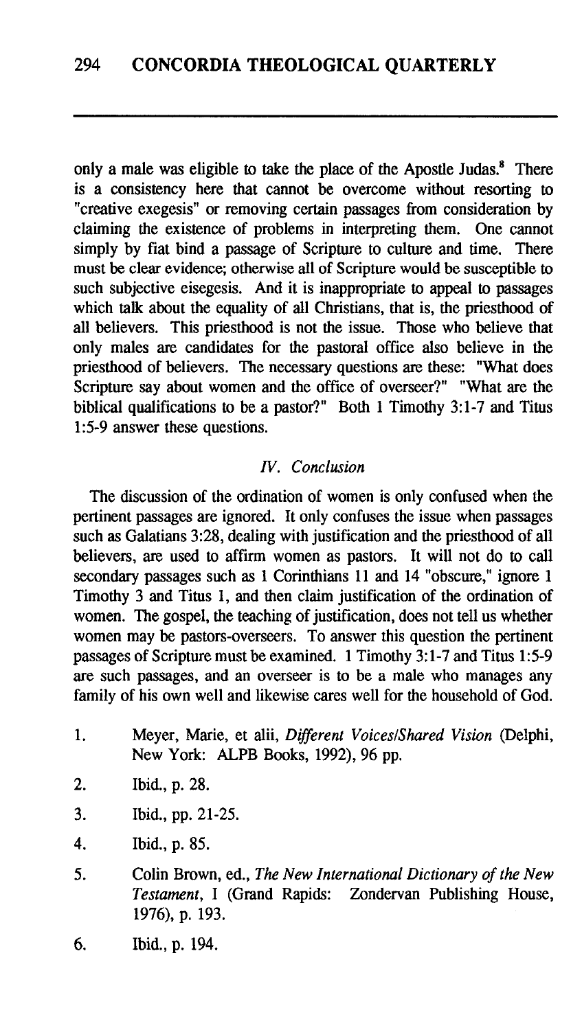only a male was eligible to take the place of the Apostle Judas.[8] There is a consistency here that cannot be overcome without resorting to "creative exegesis" or removing certain passages from consideration by claiming the existence of problems in interpreting them. One cannot simply by fiat bind a passage of Scripture to culture and time. There must be clear evidence; otherwise all of Scripture would be susceptible to such subjective eisegesis. And it is inappropriate to appeal to passages which talk about the equality of all Christians, that is, the priesthood of all believers. This priesthood is not the issue. Those who believe that only males are candidates for the pastoral office also believe in the priesthood of believers. The necessary questions are these: "What does Scripture say about women and the office of overseer?" "What are the biblical qualifications to be a pastor?" Both 1 Timothy 3:1-7 and Titus 1:5-9 answer these questions.

## *IV. Conclusion*

The discussion of the ordination of women is only confused when the pertinent passages are ignored. It only confuses the issue when passages such as Galatians 3:28, dealing with justification and the priesthood of all believers, are used to affirm women as pastors. It will not do to call secondary passages such as 1 Corinthians 11 and 14 "obscure," ignore 1 Timothy 3 and Titus 1, and then claim justification of the ordination of women. The gospel, the teaching of justification, does not tell us whether women may be pastors-overseers. To answer this question the pertinent passages of Scripture must be examined. 1 Timothy 3:1-7 and Titus 1:5-9 are such passages, and an overseer is to be a male who manages any family of his own well and likewise cares well for the household of God.

1. Meyer, Marie, et alii, *Different Voices/Shared Vision* (Delphi, New York: ALPB Books, 1992), 96 pp.
2. Ibid., p. 28.
3. Ibid., pp. 21-25.
4. Ibid., p. 85.
5. Colin Brown, ed., *The New International Dictionary of the New Testament*, I (Grand Rapids: Zondervan Publishing House, 1976), p. 193.
6. Ibid., p. 194.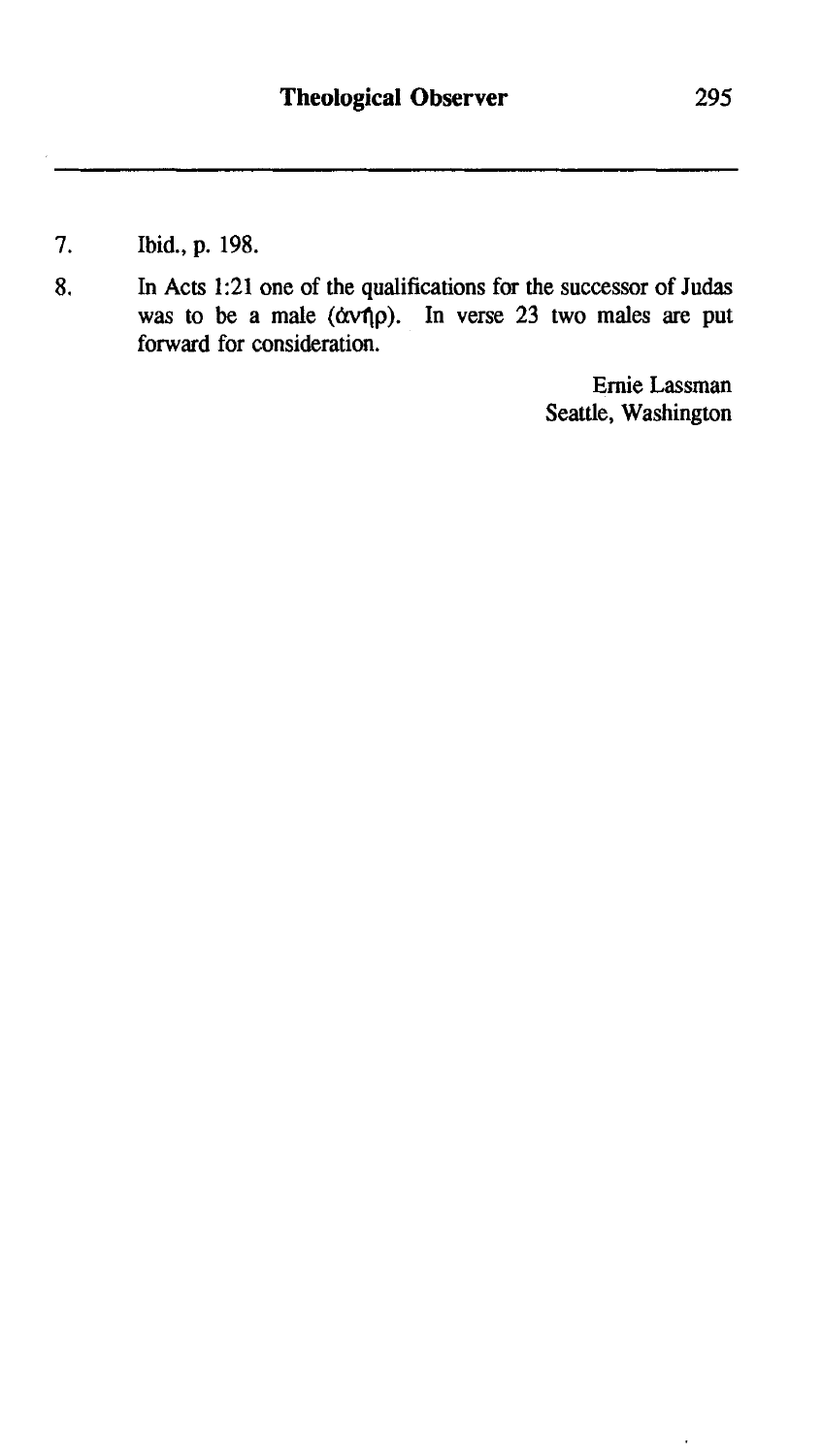7. Ibid., p. 198.

8. In Acts 1:21 one of the qualifications for the successor of Judas was to be a male (ἀνήρ). In verse 23 two males are put forward for consideration.

Ernie Lassman
Seattle, Washington